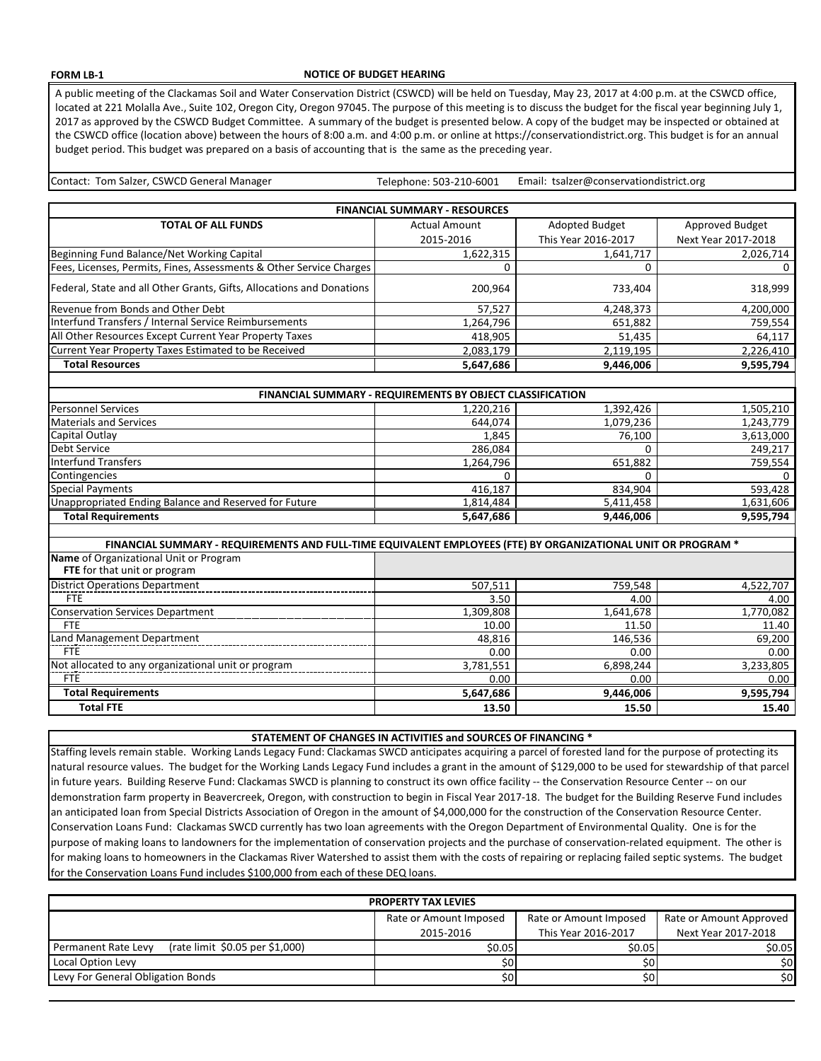**FORM LB-1**

## NOTICE OF BUDGET HEARING

A public meeting of the Clackamas Soil and Water Conservation District (CSWCD) will be held on Tuesday, May 23, 2017 at 4:00 p.m. at the CSWCD office, located at 221 Molalla Ave., Suite 102, Oregon City, Oregon 97045. The purpose of this meeting is to discuss the budget for the fiscal year beginning July 1, 2017 as approved by the CSWCD Budget Committee. A summary of the budget is presented below. A copy of the budget may be inspected or obtained at the CSWCD office (location above) between the hours of 8:00 a.m. and 4:00 p.m. or online at https://conservationdistrict.org. This budget is for an annual budget period. This budget was prepared on a basis of accounting that is the same as the preceding year.

Contact: Tom Salzer, CSWCD General Manager | Telephone: 503-210-6001 | Email: tsalzer@conservationdistrict.org

### FINANCIAL SUMMARY - RESOURCES

| TOTAL OF ALL FUNDS | Actual Amount 2015-2016 | Adopted Budget This Year 2016-2017 | Approved Budget Next Year 2017-2018 |
|---|---|---|---|
| Beginning Fund Balance/Net Working Capital | 1,622,315 | 1,641,717 | 2,026,714 |
| Fees, Licenses, Permits, Fines, Assessments & Other Service Charges | 0 | 0 | 0 |
| Federal, State and all Other Grants, Gifts, Allocations and Donations | 200,964 | 733,404 | 318,999 |
| Revenue from Bonds and Other Debt | 57,527 | 4,248,373 | 4,200,000 |
| Interfund Transfers / Internal Service Reimbursements | 1,264,796 | 651,882 | 759,554 |
| All Other Resources Except Current Year Property Taxes | 418,905 | 51,435 | 64,117 |
| Current Year Property Taxes Estimated to be Received | 2,083,179 | 2,119,195 | 2,226,410 |
| **Total Resources** | **5,647,686** | **9,446,006** | **9,595,794** |

### FINANCIAL SUMMARY - REQUIREMENTS BY OBJECT CLASSIFICATION

| | Actual Amount 2015-2016 | Adopted Budget This Year 2016-2017 | Approved Budget Next Year 2017-2018 |
|---|---|---|---|
| Personnel Services | 1,220,216 | 1,392,426 | 1,505,210 |
| Materials and Services | 644,074 | 1,079,236 | 1,243,779 |
| Capital Outlay | 1,845 | 76,100 | 3,613,000 |
| Debt Service | 286,084 | 0 | 249,217 |
| Interfund Transfers | 1,264,796 | 651,882 | 759,554 |
| Contingencies | 0 | 0 | 0 |
| Special Payments | 416,187 | 834,904 | 593,428 |
| Unappropriated Ending Balance and Reserved for Future | 1,814,484 | 5,411,458 | 1,631,606 |
| **Total Requirements** | **5,647,686** | **9,446,006** | **9,595,794** |

### FINANCIAL SUMMARY - REQUIREMENTS AND FULL-TIME EQUIVALENT EMPLOYEES (FTE) BY ORGANIZATIONAL UNIT OR PROGRAM *

| **Name** of Organizational Unit or Program<br>**FTE** for that unit or program | Actual Amount 2015-2016 | Adopted Budget This Year 2016-2017 | Approved Budget Next Year 2017-2018 |
|---|---|---|---|
| District Operations Department | 507,511 | 759,548 | 4,522,707 |
| FTE | 3.50 | 4.00 | 4.00 |
| Conservation Services Department | 1,309,808 | 1,641,678 | 1,770,082 |
| FTE | 10.00 | 11.50 | 11.40 |
| Land Management Department | 48,816 | 146,536 | 69,200 |
| FTE | 0.00 | 0.00 | 0.00 |
| Not allocated to any organizational unit or program | 3,781,551 | 6,898,244 | 3,233,805 |
| FTE | 0.00 | 0.00 | 0.00 |
| **Total Requirements** | **5,647,686** | **9,446,006** | **9,595,794** |
| **Total FTE** | **13.50** | **15.50** | **15.40** |

### STATEMENT OF CHANGES IN ACTIVITIES and SOURCES OF FINANCING *

Staffing levels remain stable. Working Lands Legacy Fund: Clackamas SWCD anticipates acquiring a parcel of forested land for the purpose of protecting its natural resource values. The budget for the Working Lands Legacy Fund includes a grant in the amount of $129,000 to be used for stewardship of that parcel in future years. Building Reserve Fund: Clackamas SWCD is planning to construct its own office facility -- the Conservation Resource Center -- on our demonstration farm property in Beavercreek, Oregon, with construction to begin in Fiscal Year 2017-18. The budget for the Building Reserve Fund includes an anticipated loan from Special Districts Association of Oregon in the amount of $4,000,000 for the construction of the Conservation Resource Center. Conservation Loans Fund: Clackamas SWCD currently has two loan agreements with the Oregon Department of Environmental Quality. One is for the purpose of making loans to landowners for the implementation of conservation projects and the purchase of conservation-related equipment. The other is for making loans to homeowners in the Clackamas River Watershed to assist them with the costs of repairing or replacing failed septic systems. The budget for the Conservation Loans Fund includes $100,000 from each of these DEQ loans.

### PROPERTY TAX LEVIES

| | Rate or Amount Imposed 2015-2016 | Rate or Amount Imposed This Year 2016-2017 | Rate or Amount Approved Next Year 2017-2018 |
|---|---|---|---|
| Permanent Rate Levy (rate limit $0.05 per $1,000) | $0.05 | $0.05 | $0.05 |
| Local Option Levy | $0 | $0 | $0 |
| Levy For General Obligation Bonds | $0 | $0 | $0 |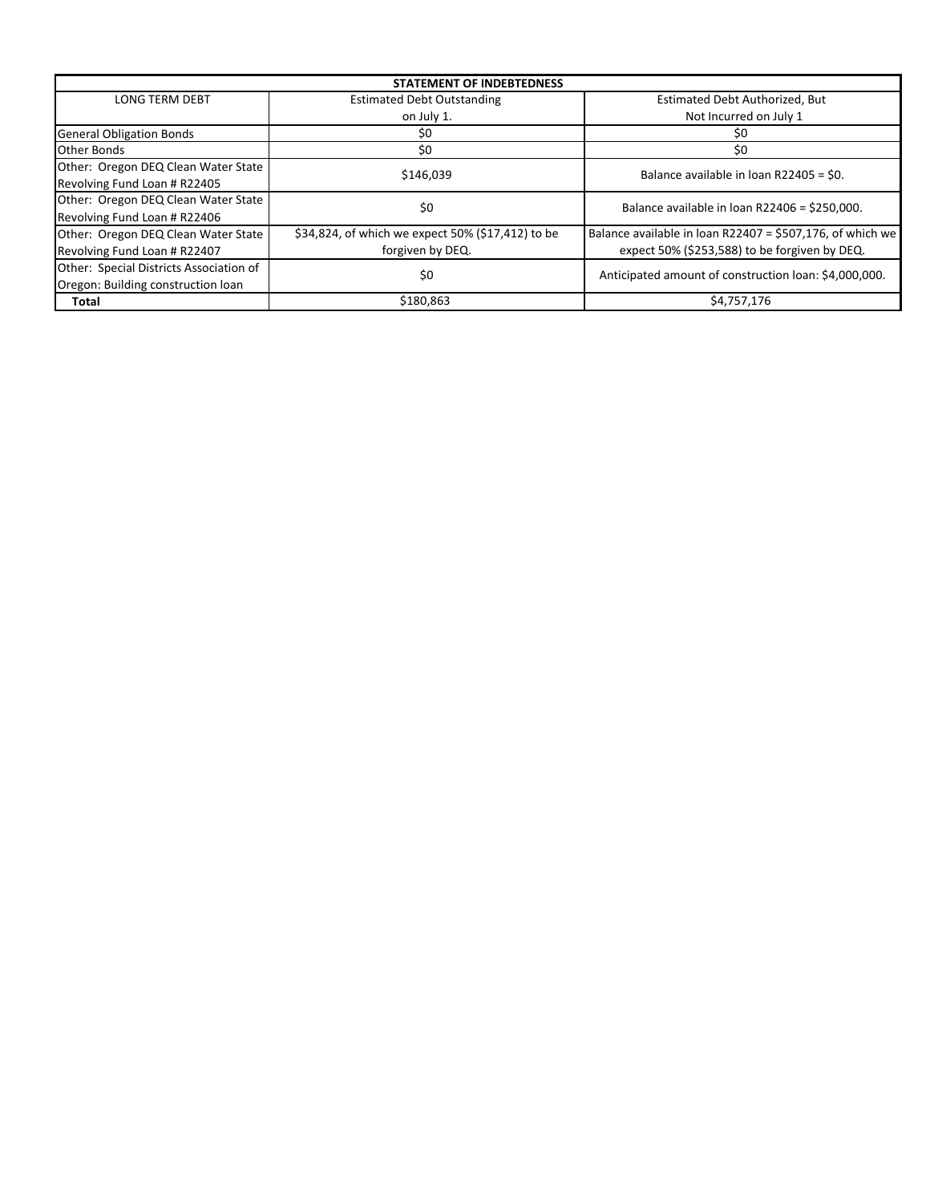| STATEMENT OF INDEBTEDNESS | | |
|---|---|---|
| LONG TERM DEBT | Estimated Debt Outstanding on July 1. | Estimated Debt Authorized, But Not Incurred on July 1 |
| General Obligation Bonds | $0 | $0 |
| Other Bonds | $0 | $0 |
| Other: Oregon DEQ Clean Water State Revolving Fund Loan # R22405 | $146,039 | Balance available in loan R22405 = $0. |
| Other: Oregon DEQ Clean Water State Revolving Fund Loan # R22406 | $0 | Balance available in loan R22406 = $250,000. |
| Other: Oregon DEQ Clean Water State Revolving Fund Loan # R22407 | $34,824, of which we expect 50% ($17,412) to be forgiven by DEQ. | Balance available in loan R22407 = $507,176, of which we expect 50% ($253,588) to be forgiven by DEQ. |
| Other: Special Districts Association of Oregon: Building construction loan | $0 | Anticipated amount of construction loan: $4,000,000. |
| **Total** | $180,863 | $4,757,176 |